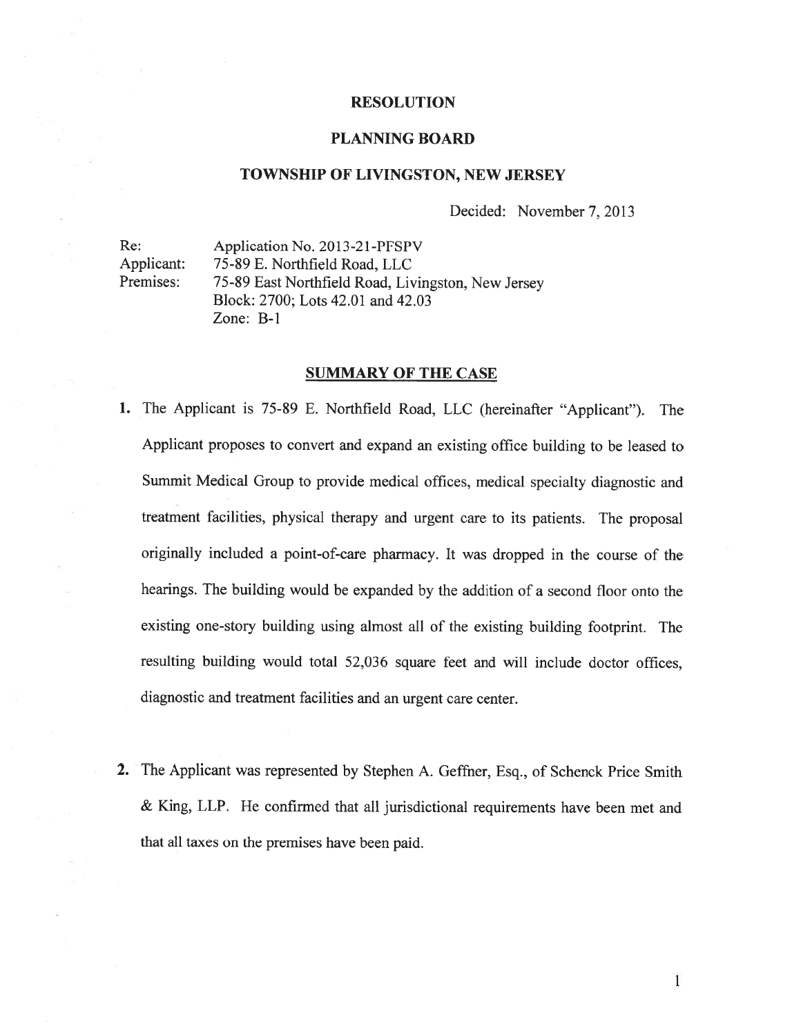# RESOLUTION

## PLANNING BOARD

## TOWNSHIP OF LIVINGSTON, NEW JERSEY

Decided: November 7, 2013

Re: Application No. 2013-21-PFSPV
Applicant: 75-89 E. Northfield Road, LLC
Premises: 75-89 East Northfield Road, Livingston, New Jersey
Block: 2700; Lots 42.01 and 42.03
Zone: B-1

## SUMMARY OF THE CASE

1. The Applicant is 75-89 E. Northfield Road, LLC (hereinafter "Applicant"). The Applicant proposes to convert and expand an existing office building to be leased to Summit Medical Group to provide medical offices, medical specialty diagnostic and treatment facilities, physical therapy and urgent care to its patients. The proposal originally included a point-of-care pharmacy. It was dropped in the course of the hearings. The building would be expanded by the addition of a second floor onto the existing one-story building using almost all of the existing building footprint. The resulting building would total 52,036 square feet and will include doctor offices, diagnostic and treatment facilities and an urgent care center.

2. The Applicant was represented by Stephen A. Geffner, Esq., of Schenck Price Smith & King, LLP. He confirmed that all jurisdictional requirements have been met and that all taxes on the premises have been paid.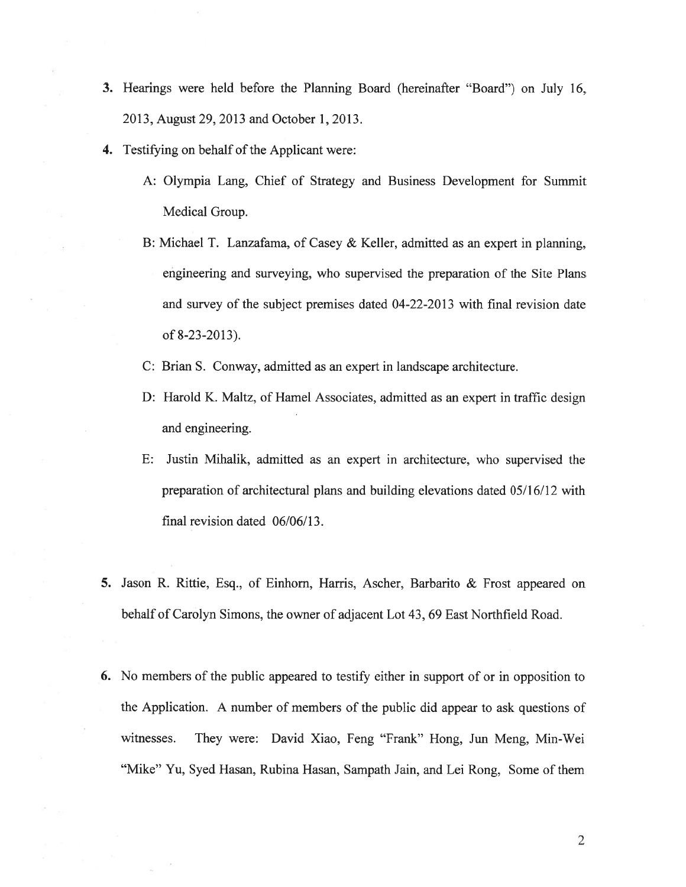3. Hearings were held before the Planning Board (hereinafter "Board") on July 16, 2013, August 29, 2013 and October 1, 2013.

4. Testifying on behalf of the Applicant were:

   A: Olympia Lang, Chief of Strategy and Business Development for Summit Medical Group.

   B: Michael T. Lanzafama, of Casey & Keller, admitted as an expert in planning, engineering and surveying, who supervised the preparation of the Site Plans and survey of the subject premises dated 04-22-2013 with final revision date of 8-23-2013).

   C: Brian S. Conway, admitted as an expert in landscape architecture.

   D: Harold K. Maltz, of Hamel Associates, admitted as an expert in traffic design and engineering.

   E: Justin Mihalik, admitted as an expert in architecture, who supervised the preparation of architectural plans and building elevations dated 05/16/12 with final revision dated 06/06/13.

5. Jason R. Rittie, Esq., of Einhorn, Harris, Ascher, Barbarito & Frost appeared on behalf of Carolyn Simons, the owner of adjacent Lot 43, 69 East Northfield Road.

6. No members of the public appeared to testify either in support of or in opposition to the Application. A number of members of the public did appear to ask questions of witnesses. They were: David Xiao, Feng "Frank" Hong, Jun Meng, Min-Wei "Mike" Yu, Syed Hasan, Rubina Hasan, Sampath Jain, and Lei Rong, Some of them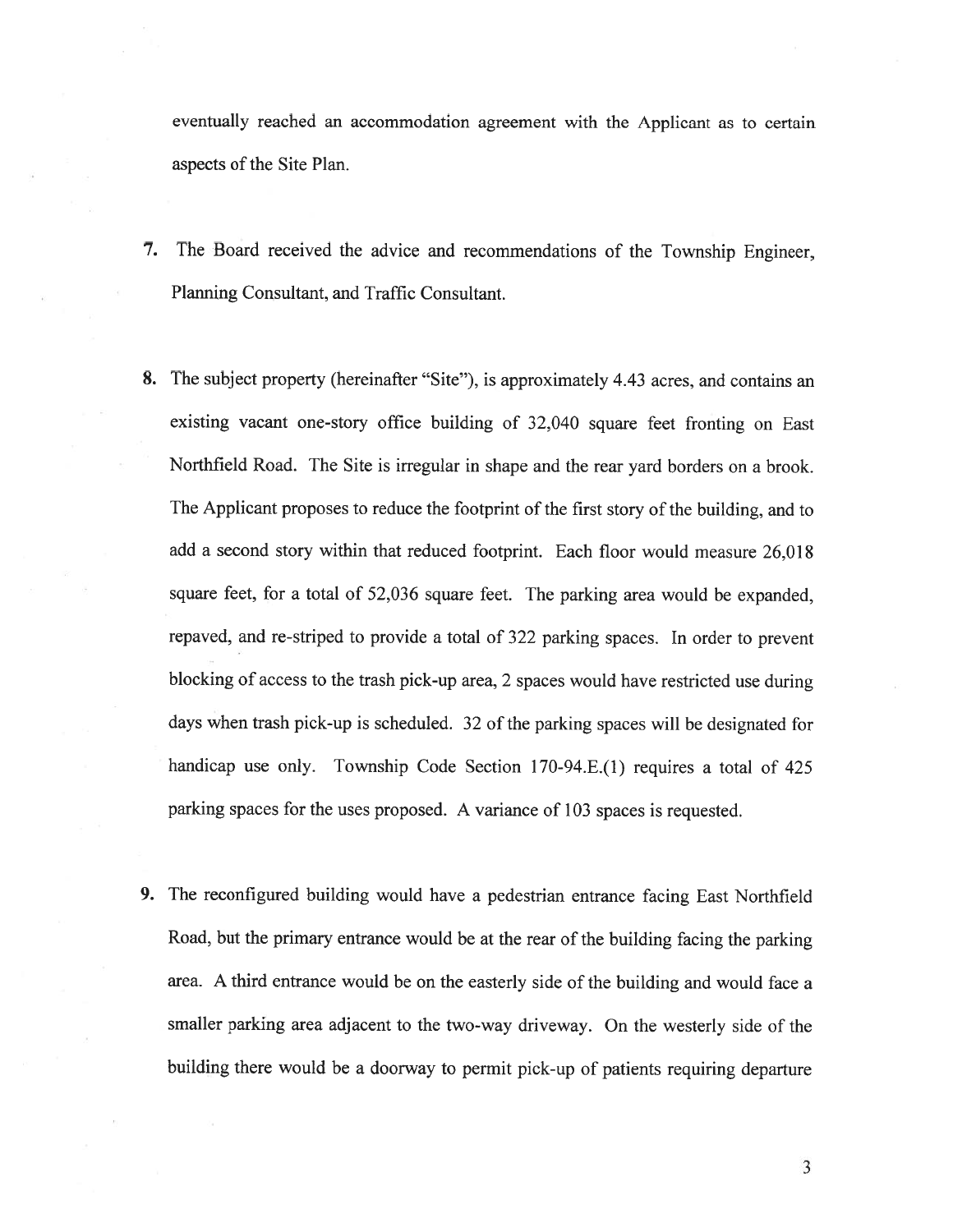eventually reached an accommodation agreement with the Applicant as to certain aspects of the Site Plan.

7. The Board received the advice and recommendations of the Township Engineer, Planning Consultant, and Traffic Consultant.

8. The subject property (hereinafter "Site"), is approximately 4.43 acres, and contains an existing vacant one-story office building of 32,040 square feet fronting on East Northfield Road. The Site is irregular in shape and the rear yard borders on a brook. The Applicant proposes to reduce the footprint of the first story of the building, and to add a second story within that reduced footprint. Each floor would measure 26,018 square feet, for a total of 52,036 square feet. The parking area would be expanded, repaved, and re-striped to provide a total of 322 parking spaces. In order to prevent blocking of access to the trash pick-up area, 2 spaces would have restricted use during days when trash pick-up is scheduled. 32 of the parking spaces will be designated for handicap use only. Township Code Section 170-94.E.(1) requires a total of 425 parking spaces for the uses proposed. A variance of 103 spaces is requested.

9. The reconfigured building would have a pedestrian entrance facing East Northfield Road, but the primary entrance would be at the rear of the building facing the parking area. A third entrance would be on the easterly side of the building and would face a smaller parking area adjacent to the two-way driveway. On the westerly side of the building there would be a doorway to permit pick-up of patients requiring departure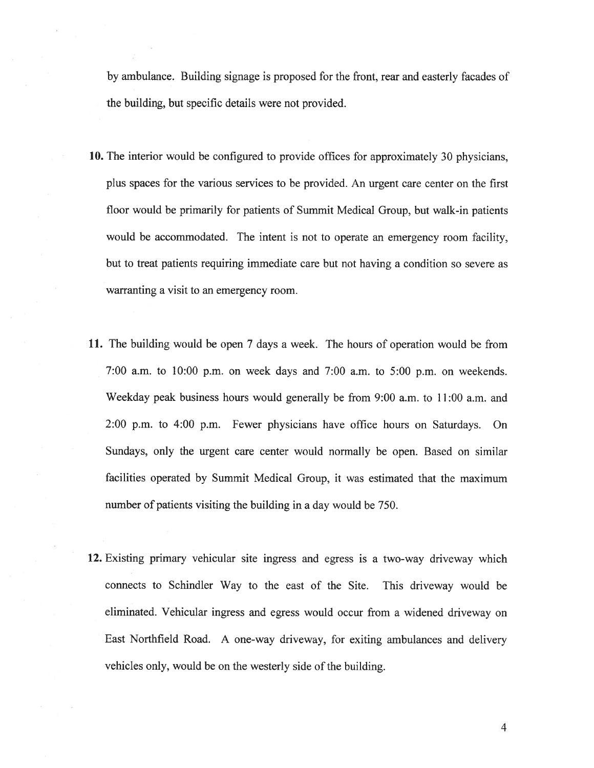by ambulance. Building signage is proposed for the front, rear and easterly facades of the building, but specific details were not provided.

**10.** The interior would be configured to provide offices for approximately 30 physicians, plus spaces for the various services to be provided. An urgent care center on the first floor would be primarily for patients of Summit Medical Group, but walk-in patients would be accommodated. The intent is not to operate an emergency room facility, but to treat patients requiring immediate care but not having a condition so severe as warranting a visit to an emergency room.

**11.** The building would be open 7 days a week. The hours of operation would be from 7:00 a.m. to 10:00 p.m. on week days and 7:00 a.m. to 5:00 p.m. on weekends. Weekday peak business hours would generally be from 9:00 a.m. to 11:00 a.m. and 2:00 p.m. to 4:00 p.m. Fewer physicians have office hours on Saturdays. On Sundays, only the urgent care center would normally be open. Based on similar facilities operated by Summit Medical Group, it was estimated that the maximum number of patients visiting the building in a day would be 750.

**12.** Existing primary vehicular site ingress and egress is a two-way driveway which connects to Schindler Way to the east of the Site. This driveway would be eliminated. Vehicular ingress and egress would occur from a widened driveway on East Northfield Road. A one-way driveway, for exiting ambulances and delivery vehicles only, would be on the westerly side of the building.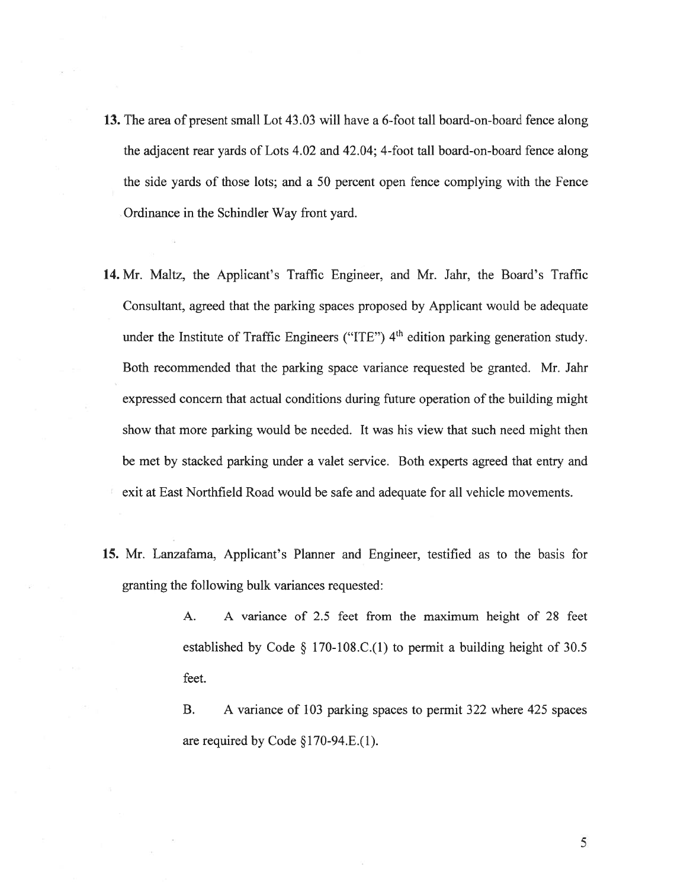**13.** The area of present small Lot 43.03 will have a 6-foot tall board-on-board fence along the adjacent rear yards of Lots 4.02 and 42.04; 4-foot tall board-on-board fence along the side yards of those lots; and a 50 percent open fence complying with the Fence Ordinance in the Schindler Way front yard.

**14.** Mr. Maltz, the Applicant's Traffic Engineer, and Mr. Jahr, the Board's Traffic Consultant, agreed that the parking spaces proposed by Applicant would be adequate under the Institute of Traffic Engineers ("ITE") 4th edition parking generation study. Both recommended that the parking space variance requested be granted. Mr. Jahr expressed concern that actual conditions during future operation of the building might show that more parking would be needed. It was his view that such need might then be met by stacked parking under a valet service. Both experts agreed that entry and exit at East Northfield Road would be safe and adequate for all vehicle movements.

**15.** Mr. Lanzafama, Applicant's Planner and Engineer, testified as to the basis for granting the following bulk variances requested:

> A. A variance of 2.5 feet from the maximum height of 28 feet established by Code § 170-108.C.(1) to permit a building height of 30.5 feet.
>
> B. A variance of 103 parking spaces to permit 322 where 425 spaces are required by Code §170-94.E.(1).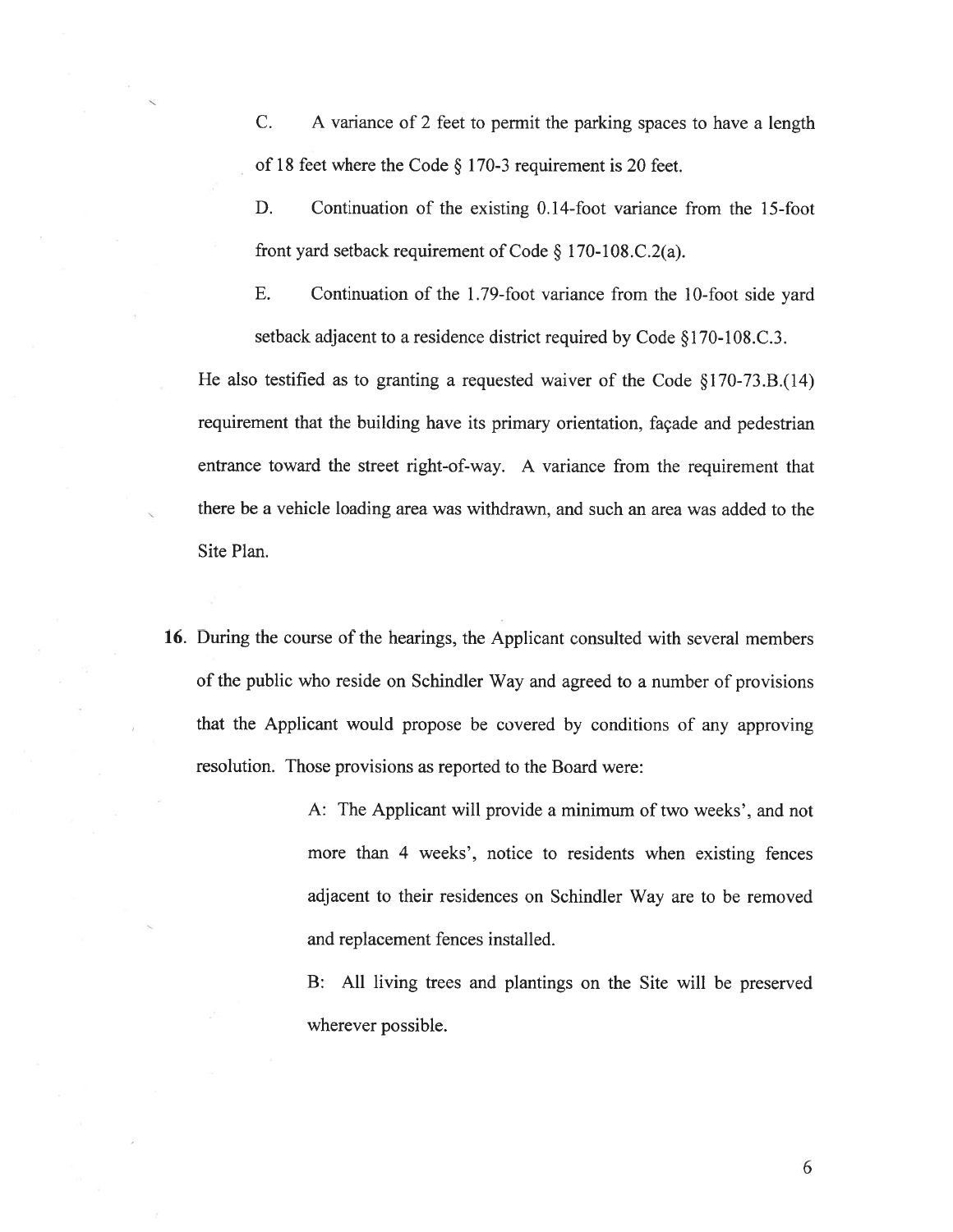C. A variance of 2 feet to permit the parking spaces to have a length of 18 feet where the Code § 170-3 requirement is 20 feet.

D. Continuation of the existing 0.14-foot variance from the 15-foot front yard setback requirement of Code § 170-108.C.2(a).

E. Continuation of the 1.79-foot variance from the 10-foot side yard setback adjacent to a residence district required by Code §170-108.C.3.

He also testified as to granting a requested waiver of the Code §170-73.B.(14) requirement that the building have its primary orientation, façade and pedestrian entrance toward the street right-of-way. A variance from the requirement that there be a vehicle loading area was withdrawn, and such an area was added to the Site Plan.

16. During the course of the hearings, the Applicant consulted with several members of the public who reside on Schindler Way and agreed to a number of provisions that the Applicant would propose be covered by conditions of any approving resolution. Those provisions as reported to the Board were:

A: The Applicant will provide a minimum of two weeks', and not more than 4 weeks', notice to residents when existing fences adjacent to their residences on Schindler Way are to be removed and replacement fences installed.

B: All living trees and plantings on the Site will be preserved wherever possible.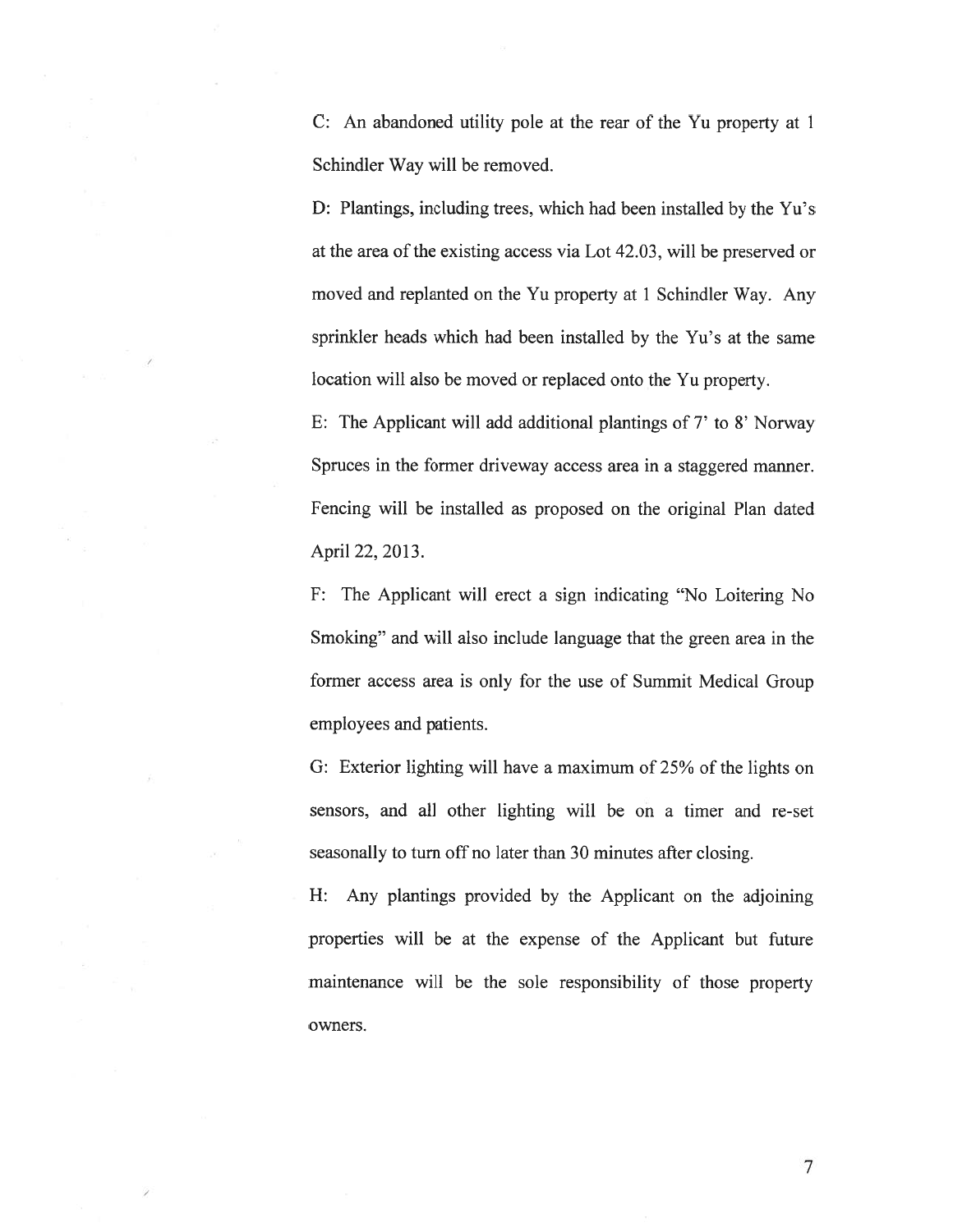C: An abandoned utility pole at the rear of the Yu property at 1 Schindler Way will be removed.

D: Plantings, including trees, which had been installed by the Yu's at the area of the existing access via Lot 42.03, will be preserved or moved and replanted on the Yu property at 1 Schindler Way. Any sprinkler heads which had been installed by the Yu's at the same location will also be moved or replaced onto the Yu property.

E: The Applicant will add additional plantings of 7' to 8' Norway Spruces in the former driveway access area in a staggered manner. Fencing will be installed as proposed on the original Plan dated April 22, 2013.

F: The Applicant will erect a sign indicating "No Loitering No Smoking" and will also include language that the green area in the former access area is only for the use of Summit Medical Group employees and patients.

G: Exterior lighting will have a maximum of 25% of the lights on sensors, and all other lighting will be on a timer and re-set seasonally to turn off no later than 30 minutes after closing.

H: Any plantings provided by the Applicant on the adjoining properties will be at the expense of the Applicant but future maintenance will be the sole responsibility of those property owners.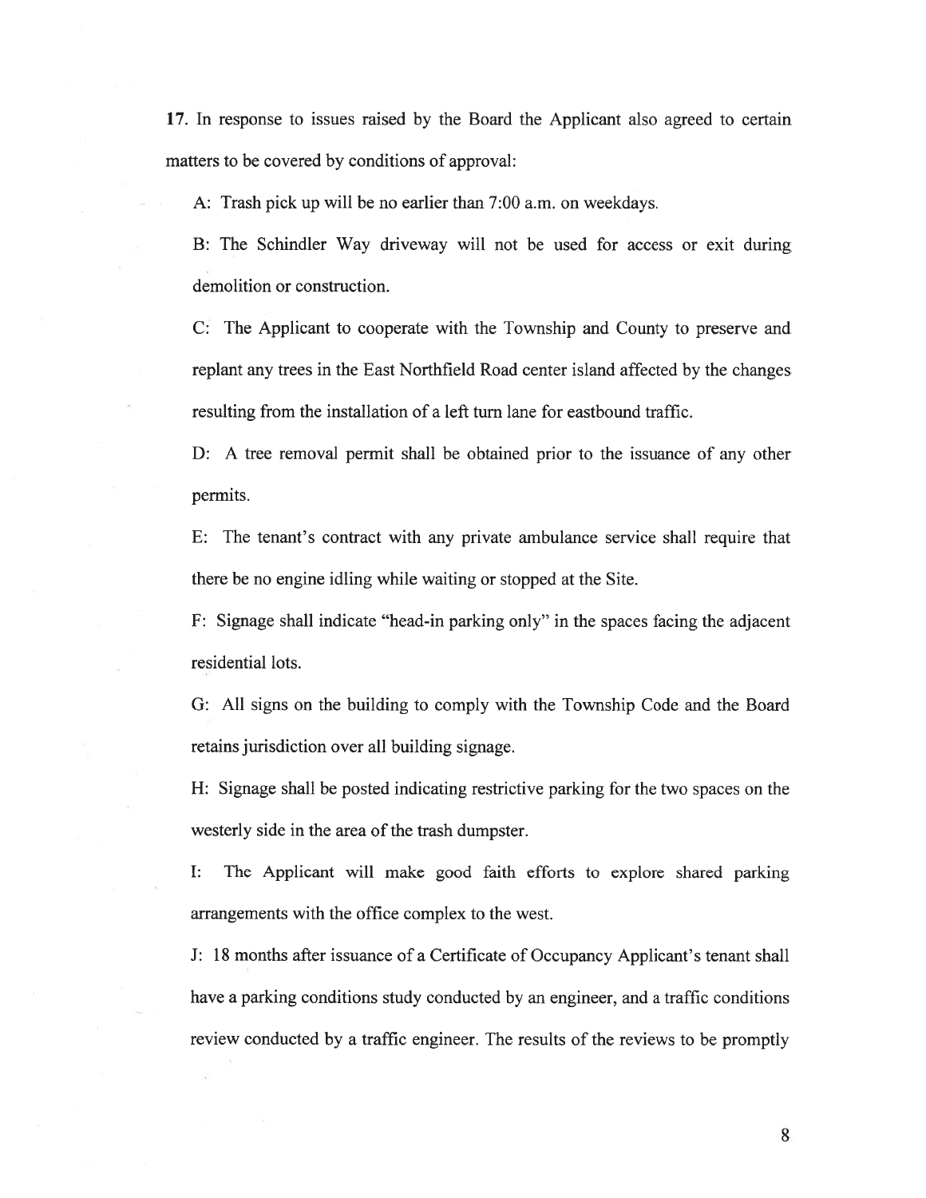**17.** In response to issues raised by the Board the Applicant also agreed to certain matters to be covered by conditions of approval:

A: Trash pick up will be no earlier than 7:00 a.m. on weekdays.

B: The Schindler Way driveway will not be used for access or exit during demolition or construction.

C: The Applicant to cooperate with the Township and County to preserve and replant any trees in the East Northfield Road center island affected by the changes resulting from the installation of a left turn lane for eastbound traffic.

D: A tree removal permit shall be obtained prior to the issuance of any other permits.

E: The tenant's contract with any private ambulance service shall require that there be no engine idling while waiting or stopped at the Site.

F: Signage shall indicate "head-in parking only" in the spaces facing the adjacent residential lots.

G: All signs on the building to comply with the Township Code and the Board retains jurisdiction over all building signage.

H: Signage shall be posted indicating restrictive parking for the two spaces on the westerly side in the area of the trash dumpster.

I: The Applicant will make good faith efforts to explore shared parking arrangements with the office complex to the west.

J: 18 months after issuance of a Certificate of Occupancy Applicant's tenant shall have a parking conditions study conducted by an engineer, and a traffic conditions review conducted by a traffic engineer. The results of the reviews to be promptly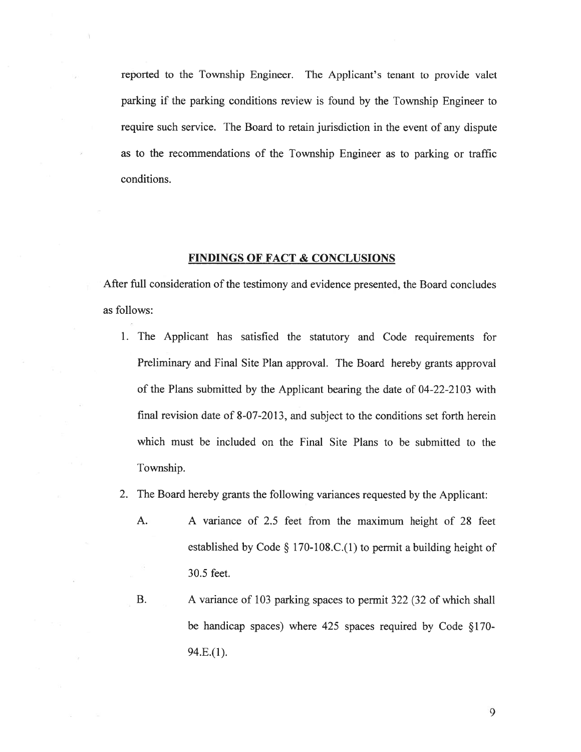reported to the Township Engineer. The Applicant's tenant to provide valet parking if the parking conditions review is found by the Township Engineer to require such service. The Board to retain jurisdiction in the event of any dispute as to the recommendations of the Township Engineer as to parking or traffic conditions.

## FINDINGS OF FACT & CONCLUSIONS

After full consideration of the testimony and evidence presented, the Board concludes as follows:

1. The Applicant has satisfied the statutory and Code requirements for Preliminary and Final Site Plan approval. The Board hereby grants approval of the Plans submitted by the Applicant bearing the date of 04-22-2103 with final revision date of 8-07-2013, and subject to the conditions set forth herein which must be included on the Final Site Plans to be submitted to the Township.

2. The Board hereby grants the following variances requested by the Applicant:

   A. A variance of 2.5 feet from the maximum height of 28 feet established by Code § 170-108.C.(1) to permit a building height of 30.5 feet.

   B. A variance of 103 parking spaces to permit 322 (32 of which shall be handicap spaces) where 425 spaces required by Code §170-94.E.(1).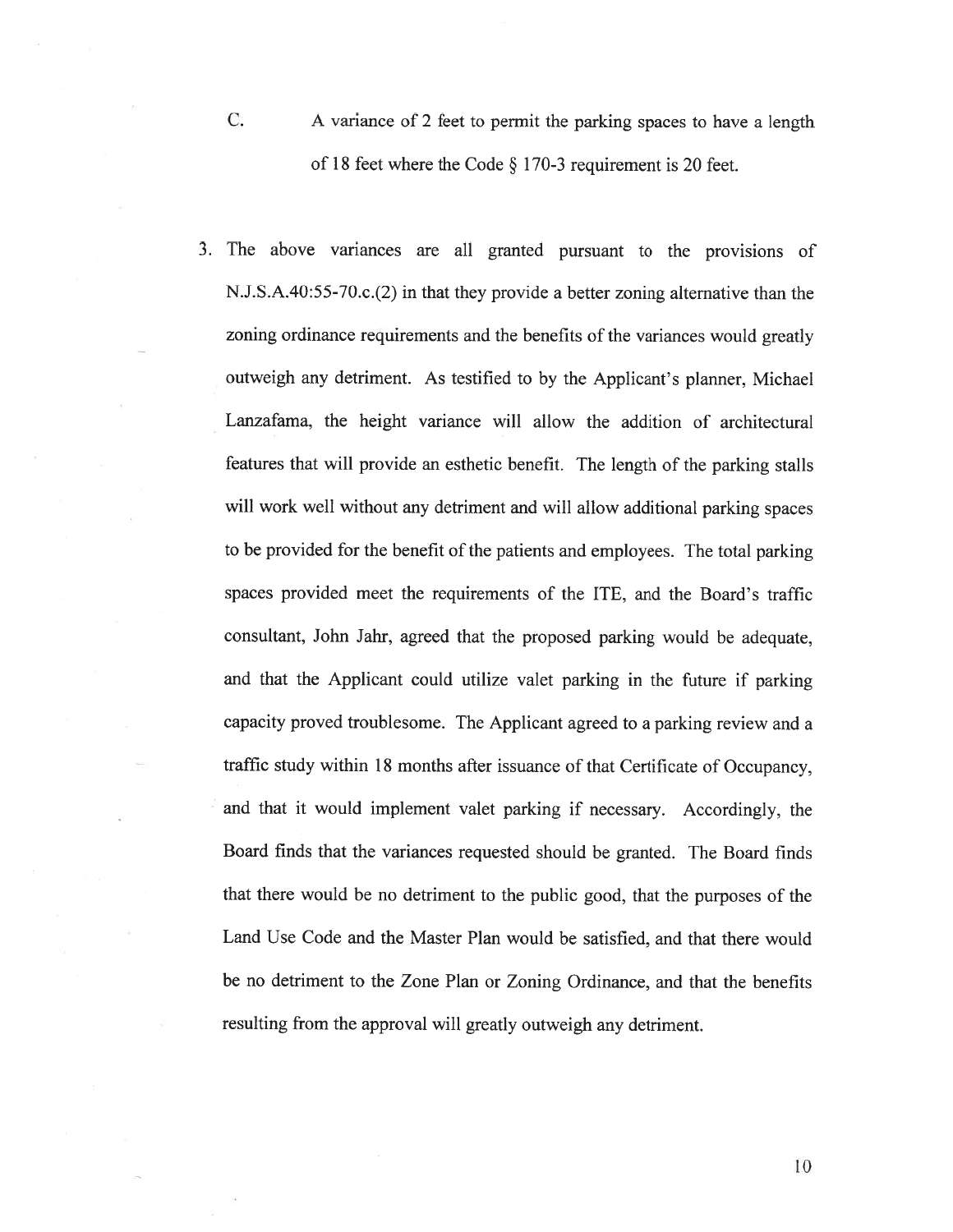C. A variance of 2 feet to permit the parking spaces to have a length of 18 feet where the Code § 170-3 requirement is 20 feet.

3. The above variances are all granted pursuant to the provisions of N.J.S.A.40:55-70.c.(2) in that they provide a better zoning alternative than the zoning ordinance requirements and the benefits of the variances would greatly outweigh any detriment. As testified to by the Applicant's planner, Michael Lanzafama, the height variance will allow the addition of architectural features that will provide an esthetic benefit. The length of the parking stalls will work well without any detriment and will allow additional parking spaces to be provided for the benefit of the patients and employees. The total parking spaces provided meet the requirements of the ITE, and the Board's traffic consultant, John Jahr, agreed that the proposed parking would be adequate, and that the Applicant could utilize valet parking in the future if parking capacity proved troublesome. The Applicant agreed to a parking review and a traffic study within 18 months after issuance of that Certificate of Occupancy, and that it would implement valet parking if necessary. Accordingly, the Board finds that the variances requested should be granted. The Board finds that there would be no detriment to the public good, that the purposes of the Land Use Code and the Master Plan would be satisfied, and that there would be no detriment to the Zone Plan or Zoning Ordinance, and that the benefits resulting from the approval will greatly outweigh any detriment.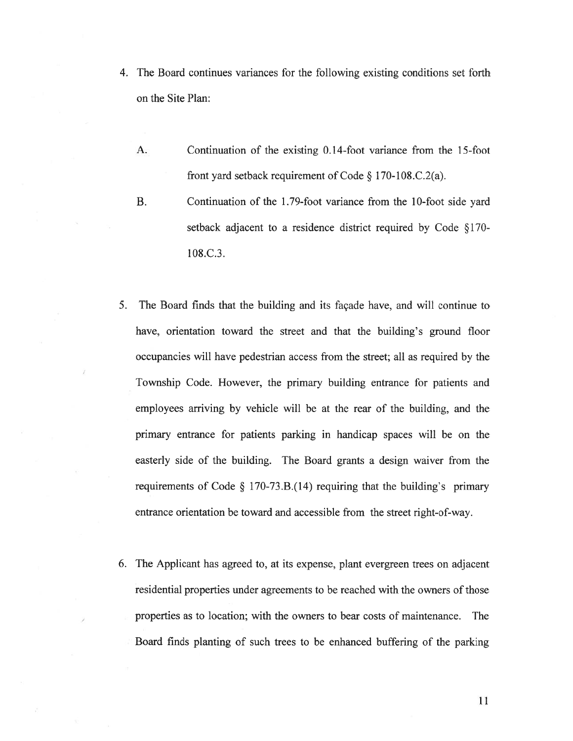4. The Board continues variances for the following existing conditions set forth on the Site Plan:

   A. Continuation of the existing 0.14-foot variance from the 15-foot front yard setback requirement of Code § 170-108.C.2(a).

   B. Continuation of the 1.79-foot variance from the 10-foot side yard setback adjacent to a residence district required by Code §170-108.C.3.

5. The Board finds that the building and its façade have, and will continue to have, orientation toward the street and that the building's ground floor occupancies will have pedestrian access from the street; all as required by the Township Code. However, the primary building entrance for patients and employees arriving by vehicle will be at the rear of the building, and the primary entrance for patients parking in handicap spaces will be on the easterly side of the building. The Board grants a design waiver from the requirements of Code § 170-73.B.(14) requiring that the building's primary entrance orientation be toward and accessible from the street right-of-way.

6. The Applicant has agreed to, at its expense, plant evergreen trees on adjacent residential properties under agreements to be reached with the owners of those properties as to location; with the owners to bear costs of maintenance. The Board finds planting of such trees to be enhanced buffering of the parking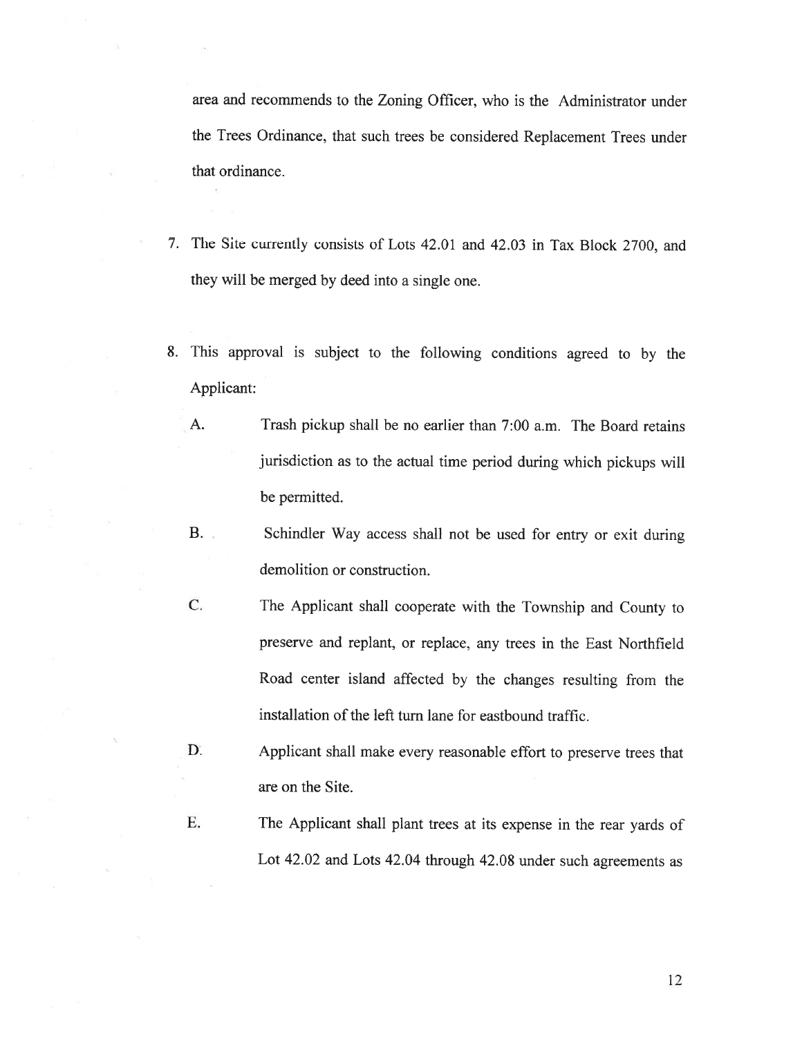area and recommends to the Zoning Officer, who is the Administrator under the Trees Ordinance, that such trees be considered Replacement Trees under that ordinance.

7. The Site currently consists of Lots 42.01 and 42.03 in Tax Block 2700, and they will be merged by deed into a single one.

8. This approval is subject to the following conditions agreed to by the Applicant:

   A. Trash pickup shall be no earlier than 7:00 a.m. The Board retains jurisdiction as to the actual time period during which pickups will be permitted.

   B. Schindler Way access shall not be used for entry or exit during demolition or construction.

   C. The Applicant shall cooperate with the Township and County to preserve and replant, or replace, any trees in the East Northfield Road center island affected by the changes resulting from the installation of the left turn lane for eastbound traffic.

   D. Applicant shall make every reasonable effort to preserve trees that are on the Site.

   E. The Applicant shall plant trees at its expense in the rear yards of Lot 42.02 and Lots 42.04 through 42.08 under such agreements as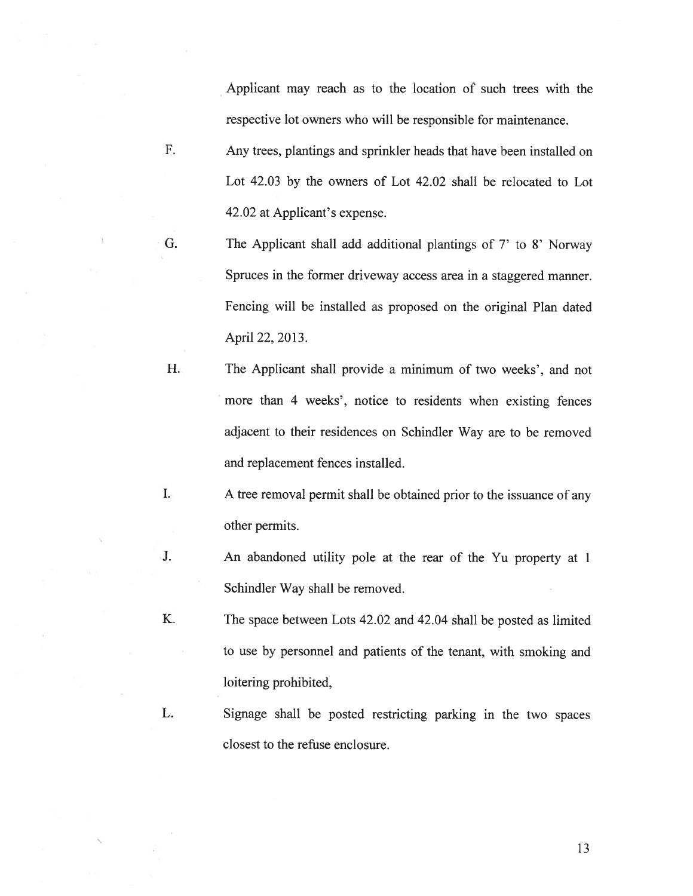Applicant may reach as to the location of such trees with the respective lot owners who will be responsible for maintenance.

F. Any trees, plantings and sprinkler heads that have been installed on Lot 42.03 by the owners of Lot 42.02 shall be relocated to Lot 42.02 at Applicant's expense.

G. The Applicant shall add additional plantings of 7' to 8' Norway Spruces in the former driveway access area in a staggered manner. Fencing will be installed as proposed on the original Plan dated April 22, 2013.

H. The Applicant shall provide a minimum of two weeks', and not more than 4 weeks', notice to residents when existing fences adjacent to their residences on Schindler Way are to be removed and replacement fences installed.

I. A tree removal permit shall be obtained prior to the issuance of any other permits.

J. An abandoned utility pole at the rear of the Yu property at 1 Schindler Way shall be removed.

K. The space between Lots 42.02 and 42.04 shall be posted as limited to use by personnel and patients of the tenant, with smoking and loitering prohibited,

L. Signage shall be posted restricting parking in the two spaces closest to the refuse enclosure.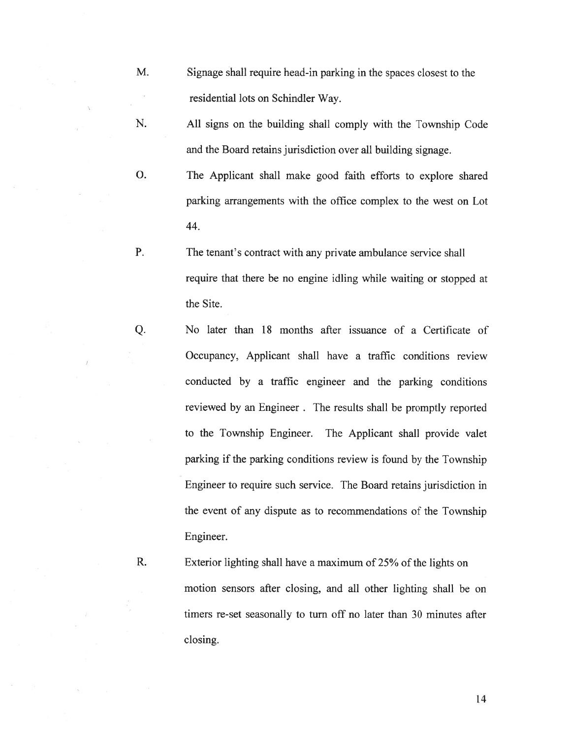M. Signage shall require head-in parking in the spaces closest to the residential lots on Schindler Way.

N. All signs on the building shall comply with the Township Code and the Board retains jurisdiction over all building signage.

O. The Applicant shall make good faith efforts to explore shared parking arrangements with the office complex to the west on Lot 44.

P. The tenant's contract with any private ambulance service shall require that there be no engine idling while waiting or stopped at the Site.

Q. No later than 18 months after issuance of a Certificate of Occupancy, Applicant shall have a traffic conditions review conducted by a traffic engineer and the parking conditions reviewed by an Engineer . The results shall be promptly reported to the Township Engineer. The Applicant shall provide valet parking if the parking conditions review is found by the Township Engineer to require such service. The Board retains jurisdiction in the event of any dispute as to recommendations of the Township Engineer.

R. Exterior lighting shall have a maximum of 25% of the lights on motion sensors after closing, and all other lighting shall be on timers re-set seasonally to turn off no later than 30 minutes after closing.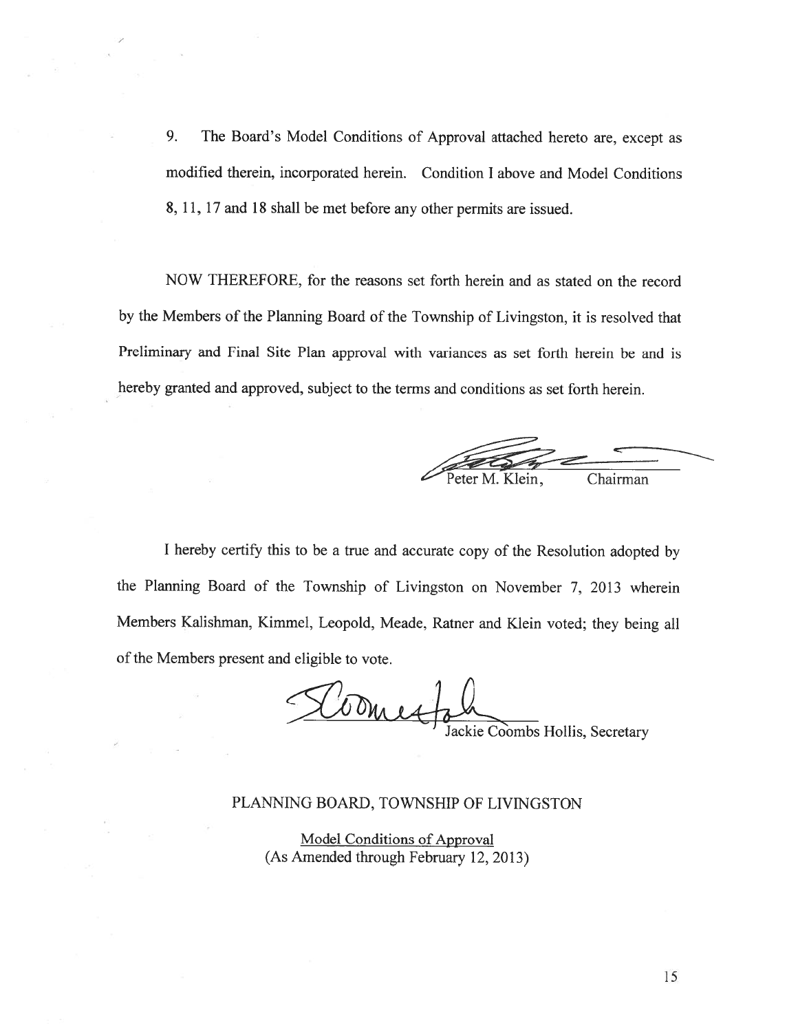9. The Board's Model Conditions of Approval attached hereto are, except as modified therein, incorporated herein. Condition I above and Model Conditions 8, 11, 17 and 18 shall be met before any other permits are issued.

NOW THEREFORE, for the reasons set forth herein and as stated on the record by the Members of the Planning Board of the Township of Livingston, it is resolved that Preliminary and Final Site Plan approval with variances as set forth herein be and is hereby granted and approved, subject to the terms and conditions as set forth herein.

Peter M. Klein, Chairman

I hereby certify this to be a true and accurate copy of the Resolution adopted by the Planning Board of the Township of Livingston on November 7, 2013 wherein Members Kalishman, Kimmel, Leopold, Meade, Ratner and Klein voted; they being all of the Members present and eligible to vote.

Jackie Coombs Hollis, Secretary

## PLANNING BOARD, TOWNSHIP OF LIVINGSTON

Model Conditions of Approval
(As Amended through February 12, 2013)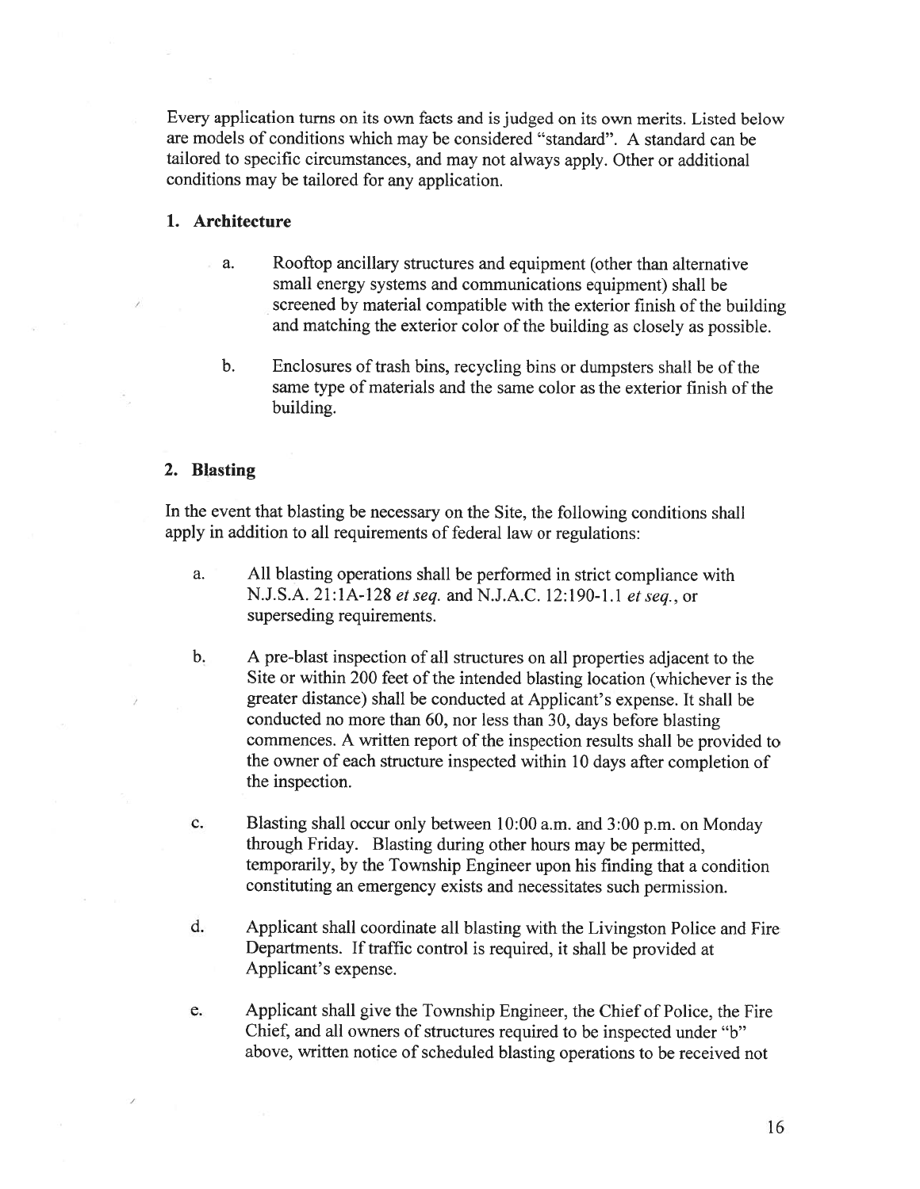Every application turns on its own facts and is judged on its own merits. Listed below are models of conditions which may be considered "standard". A standard can be tailored to specific circumstances, and may not always apply. Other or additional conditions may be tailored for any application.

### 1. Architecture

a. Rooftop ancillary structures and equipment (other than alternative small energy systems and communications equipment) shall be screened by material compatible with the exterior finish of the building and matching the exterior color of the building as closely as possible.

b. Enclosures of trash bins, recycling bins or dumpsters shall be of the same type of materials and the same color as the exterior finish of the building.

### 2. Blasting

In the event that blasting be necessary on the Site, the following conditions shall apply in addition to all requirements of federal law or regulations:

a. All blasting operations shall be performed in strict compliance with N.J.S.A. 21:1A-128 *et seq.* and N.J.A.C. 12:190-1.1 *et seq.*, or superseding requirements.

b. A pre-blast inspection of all structures on all properties adjacent to the Site or within 200 feet of the intended blasting location (whichever is the greater distance) shall be conducted at Applicant's expense. It shall be conducted no more than 60, nor less than 30, days before blasting commences. A written report of the inspection results shall be provided to the owner of each structure inspected within 10 days after completion of the inspection.

c. Blasting shall occur only between 10:00 a.m. and 3:00 p.m. on Monday through Friday. Blasting during other hours may be permitted, temporarily, by the Township Engineer upon his finding that a condition constituting an emergency exists and necessitates such permission.

d. Applicant shall coordinate all blasting with the Livingston Police and Fire Departments. If traffic control is required, it shall be provided at Applicant's expense.

e. Applicant shall give the Township Engineer, the Chief of Police, the Fire Chief, and all owners of structures required to be inspected under "b" above, written notice of scheduled blasting operations to be received not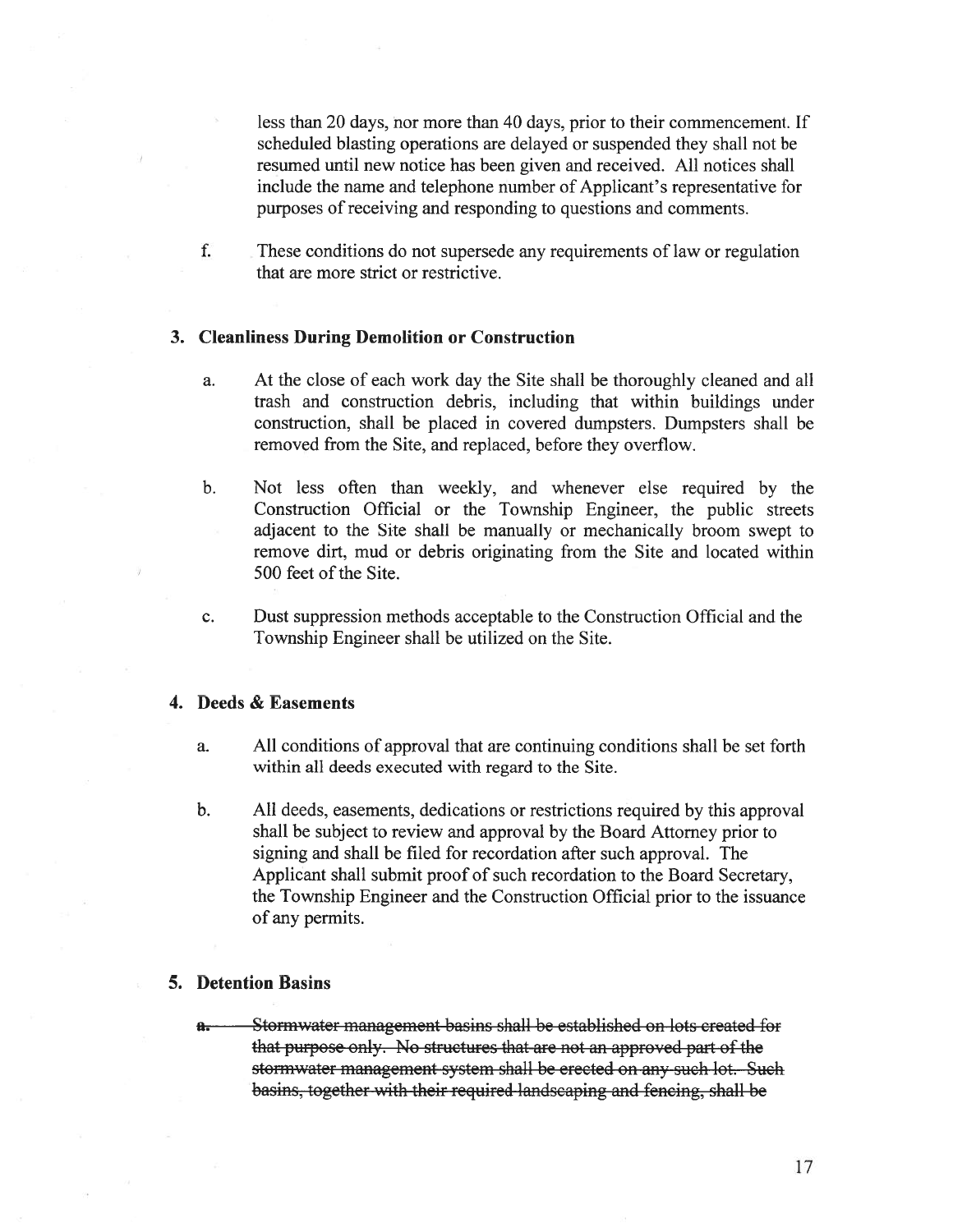less than 20 days, nor more than 40 days, prior to their commencement. If scheduled blasting operations are delayed or suspended they shall not be resumed until new notice has been given and received. All notices shall include the name and telephone number of Applicant's representative for purposes of receiving and responding to questions and comments.

f. These conditions do not supersede any requirements of law or regulation that are more strict or restrictive.

### 3. Cleanliness During Demolition or Construction

a. At the close of each work day the Site shall be thoroughly cleaned and all trash and construction debris, including that within buildings under construction, shall be placed in covered dumpsters. Dumpsters shall be removed from the Site, and replaced, before they overflow.

b. Not less often than weekly, and whenever else required by the Construction Official or the Township Engineer, the public streets adjacent to the Site shall be manually or mechanically broom swept to remove dirt, mud or debris originating from the Site and located within 500 feet of the Site.

c. Dust suppression methods acceptable to the Construction Official and the Township Engineer shall be utilized on the Site.

### 4. Deeds & Easements

a. All conditions of approval that are continuing conditions shall be set forth within all deeds executed with regard to the Site.

b. All deeds, easements, dedications or restrictions required by this approval shall be subject to review and approval by the Board Attorney prior to signing and shall be filed for recordation after such approval. The Applicant shall submit proof of such recordation to the Board Secretary, the Township Engineer and the Construction Official prior to the issuance of any permits.

### 5. Detention Basins

~~a. Stormwater management basins shall be established on lots created for that purpose only. No structures that are not an approved part of the stormwater management system shall be erected on any such lot. Such basins, together with their required landscaping and fencing, shall be~~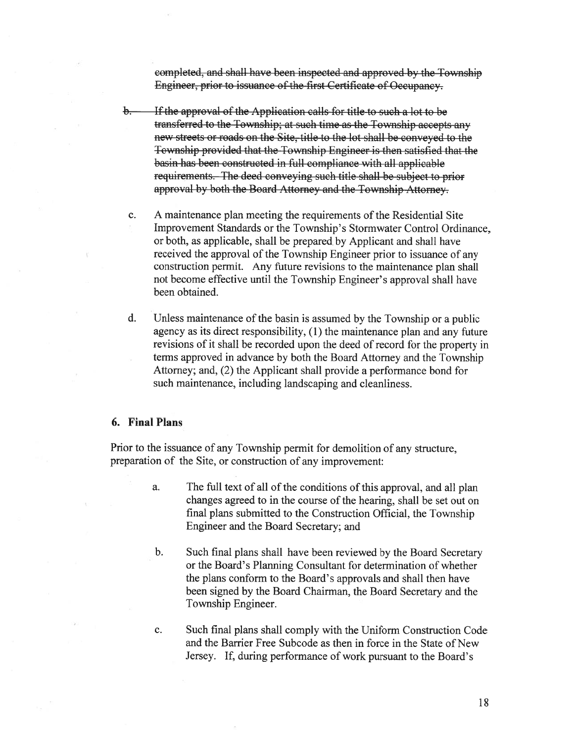~~completed, and shall have been inspected and approved by the Township Engineer, prior to issuance of the first Certificate of Occupancy.~~

~~b. If the approval of the Application calls for title to such a lot to be transferred to the Township; at such time as the Township accepts any new streets or roads on the Site, title to the lot shall be conveyed to the Township provided that the Township Engineer is then satisfied that the basin has been constructed in full compliance with all applicable requirements. The deed conveying such title shall be subject to prior approval by both the Board Attorney and the Township Attorney.~~

c. A maintenance plan meeting the requirements of the Residential Site Improvement Standards or the Township's Stormwater Control Ordinance, or both, as applicable, shall be prepared by Applicant and shall have received the approval of the Township Engineer prior to issuance of any construction permit. Any future revisions to the maintenance plan shall not become effective until the Township Engineer's approval shall have been obtained.

d. Unless maintenance of the basin is assumed by the Township or a public agency as its direct responsibility, (1) the maintenance plan and any future revisions of it shall be recorded upon the deed of record for the property in terms approved in advance by both the Board Attorney and the Township Attorney; and, (2) the Applicant shall provide a performance bond for such maintenance, including landscaping and cleanliness.

## 6. Final Plans

Prior to the issuance of any Township permit for demolition of any structure, preparation of the Site, or construction of any improvement:

a. The full text of all of the conditions of this approval, and all plan changes agreed to in the course of the hearing, shall be set out on final plans submitted to the Construction Official, the Township Engineer and the Board Secretary; and

b. Such final plans shall have been reviewed by the Board Secretary or the Board's Planning Consultant for determination of whether the plans conform to the Board's approvals and shall then have been signed by the Board Chairman, the Board Secretary and the Township Engineer.

c. Such final plans shall comply with the Uniform Construction Code and the Barrier Free Subcode as then in force in the State of New Jersey. If, during performance of work pursuant to the Board's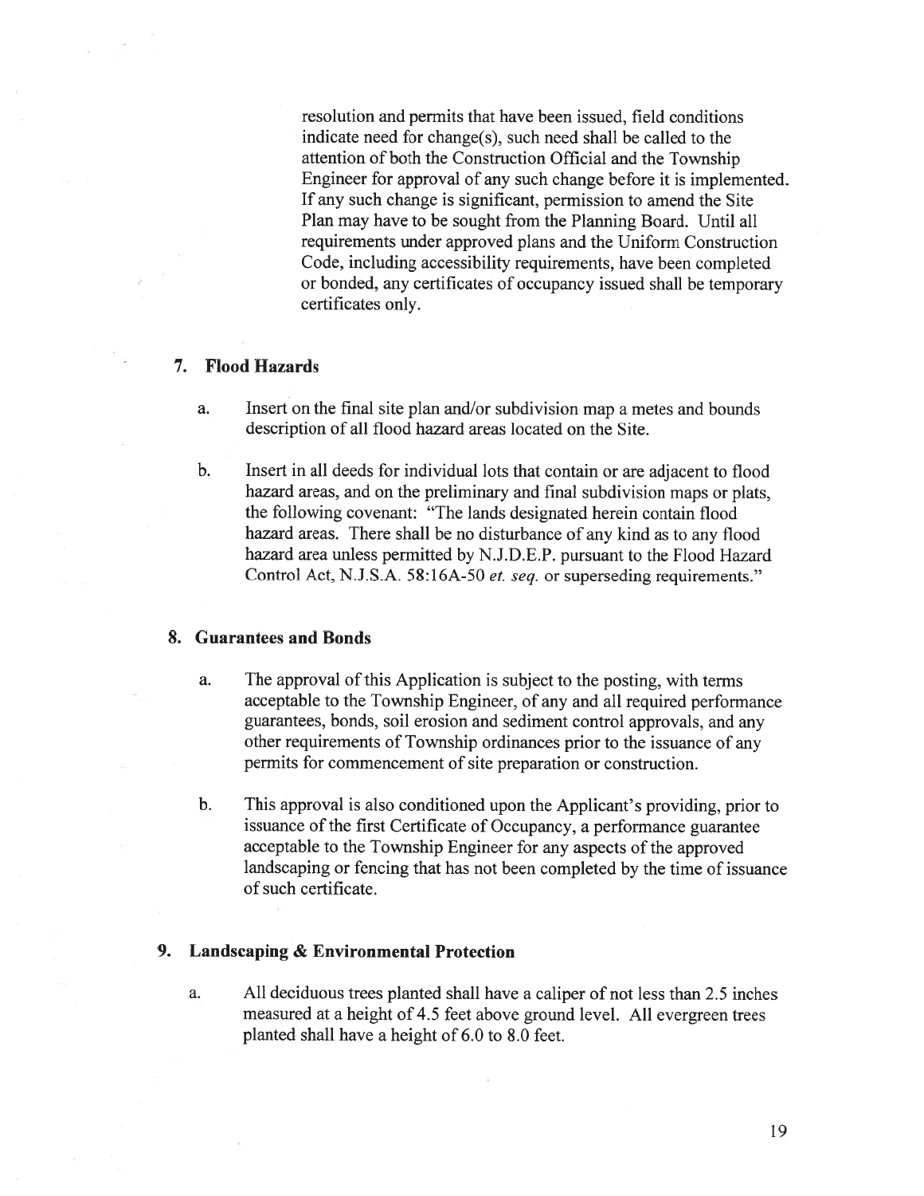resolution and permits that have been issued, field conditions indicate need for change(s), such need shall be called to the attention of both the Construction Official and the Township Engineer for approval of any such change before it is implemented. If any such change is significant, permission to amend the Site Plan may have to be sought from the Planning Board. Until all requirements under approved plans and the Uniform Construction Code, including accessibility requirements, have been completed or bonded, any certificates of occupancy issued shall be temporary certificates only.

## 7. Flood Hazards

a. Insert on the final site plan and/or subdivision map a metes and bounds description of all flood hazard areas located on the Site.

b. Insert in all deeds for individual lots that contain or are adjacent to flood hazard areas, and on the preliminary and final subdivision maps or plats, the following covenant: "The lands designated herein contain flood hazard areas. There shall be no disturbance of any kind as to any flood hazard area unless permitted by N.J.D.E.P. pursuant to the Flood Hazard Control Act, N.J.S.A. 58:16A-50 *et. seq.* or superseding requirements."

## 8. Guarantees and Bonds

a. The approval of this Application is subject to the posting, with terms acceptable to the Township Engineer, of any and all required performance guarantees, bonds, soil erosion and sediment control approvals, and any other requirements of Township ordinances prior to the issuance of any permits for commencement of site preparation or construction.

b. This approval is also conditioned upon the Applicant's providing, prior to issuance of the first Certificate of Occupancy, a performance guarantee acceptable to the Township Engineer for any aspects of the approved landscaping or fencing that has not been completed by the time of issuance of such certificate.

## 9. Landscaping & Environmental Protection

a. All deciduous trees planted shall have a caliper of not less than 2.5 inches measured at a height of 4.5 feet above ground level. All evergreen trees planted shall have a height of 6.0 to 8.0 feet.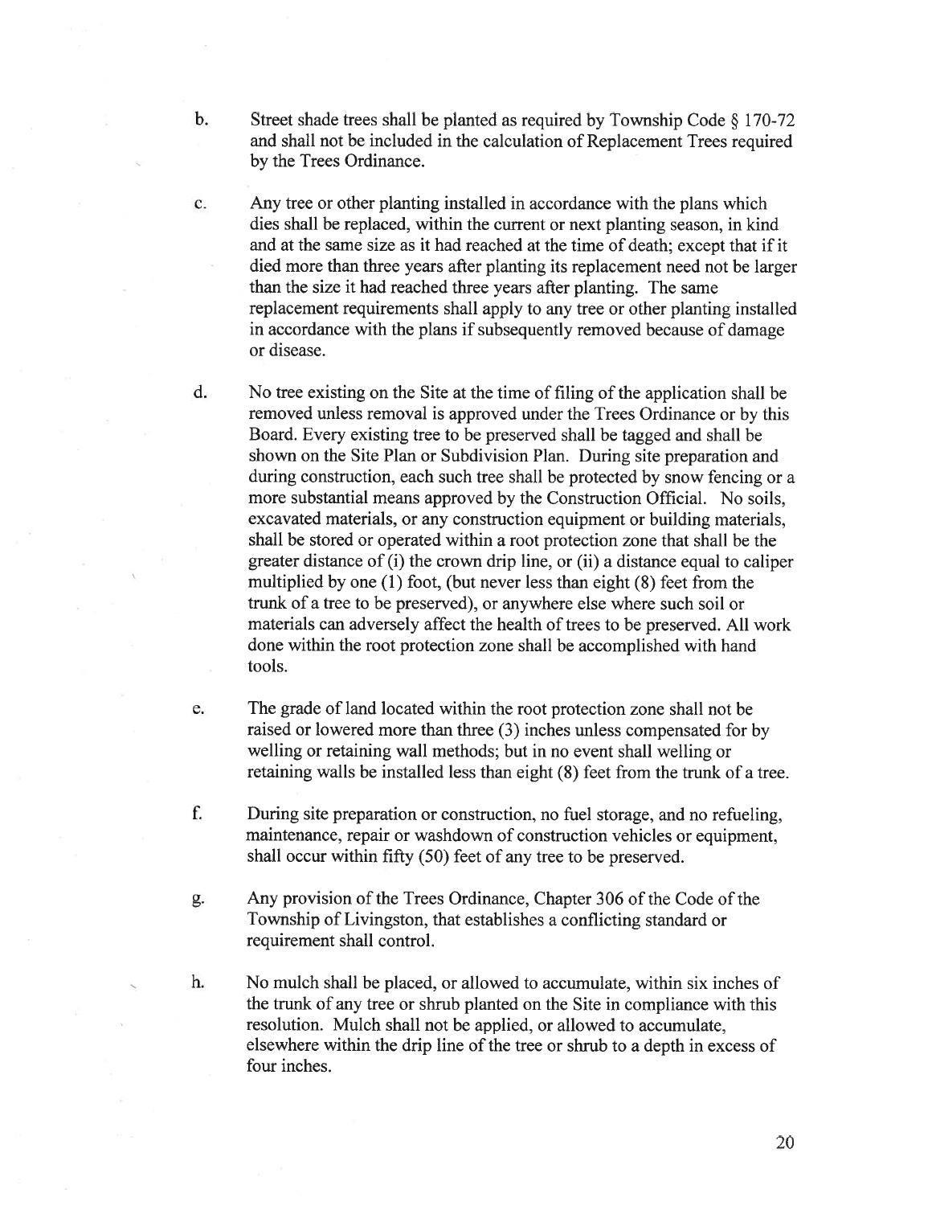b. Street shade trees shall be planted as required by Township Code § 170-72 and shall not be included in the calculation of Replacement Trees required by the Trees Ordinance.

c. Any tree or other planting installed in accordance with the plans which dies shall be replaced, within the current or next planting season, in kind and at the same size as it had reached at the time of death; except that if it died more than three years after planting its replacement need not be larger than the size it had reached three years after planting. The same replacement requirements shall apply to any tree or other planting installed in accordance with the plans if subsequently removed because of damage or disease.

d. No tree existing on the Site at the time of filing of the application shall be removed unless removal is approved under the Trees Ordinance or by this Board. Every existing tree to be preserved shall be tagged and shall be shown on the Site Plan or Subdivision Plan. During site preparation and during construction, each such tree shall be protected by snow fencing or a more substantial means approved by the Construction Official. No soils, excavated materials, or any construction equipment or building materials, shall be stored or operated within a root protection zone that shall be the greater distance of (i) the crown drip line, or (ii) a distance equal to caliper multiplied by one (1) foot, (but never less than eight (8) feet from the trunk of a tree to be preserved), or anywhere else where such soil or materials can adversely affect the health of trees to be preserved. All work done within the root protection zone shall be accomplished with hand tools.

e. The grade of land located within the root protection zone shall not be raised or lowered more than three (3) inches unless compensated for by welling or retaining wall methods; but in no event shall welling or retaining walls be installed less than eight (8) feet from the trunk of a tree.

f. During site preparation or construction, no fuel storage, and no refueling, maintenance, repair or washdown of construction vehicles or equipment, shall occur within fifty (50) feet of any tree to be preserved.

g. Any provision of the Trees Ordinance, Chapter 306 of the Code of the Township of Livingston, that establishes a conflicting standard or requirement shall control.

h. No mulch shall be placed, or allowed to accumulate, within six inches of the trunk of any tree or shrub planted on the Site in compliance with this resolution. Mulch shall not be applied, or allowed to accumulate, elsewhere within the drip line of the tree or shrub to a depth in excess of four inches.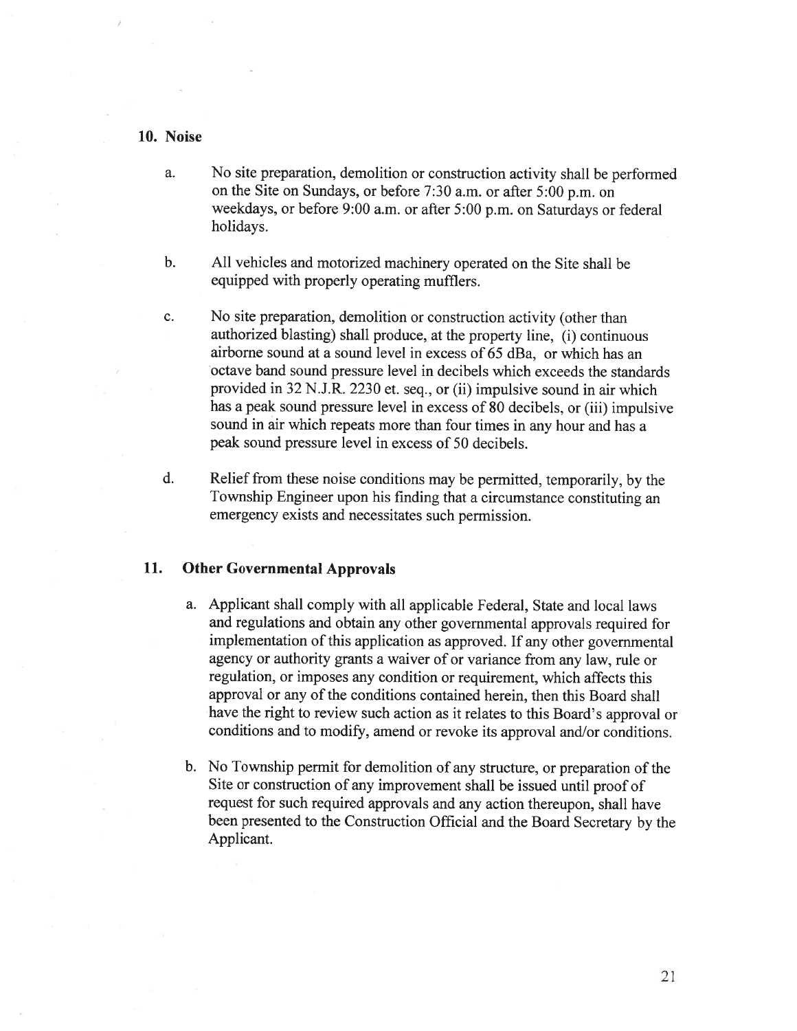## 10. Noise

a. No site preparation, demolition or construction activity shall be performed on the Site on Sundays, or before 7:30 a.m. or after 5:00 p.m. on weekdays, or before 9:00 a.m. or after 5:00 p.m. on Saturdays or federal holidays.

b. All vehicles and motorized machinery operated on the Site shall be equipped with properly operating mufflers.

c. No site preparation, demolition or construction activity (other than authorized blasting) shall produce, at the property line, (i) continuous airborne sound at a sound level in excess of 65 dBa, or which has an octave band sound pressure level in decibels which exceeds the standards provided in 32 N.J.R. 2230 et. seq., or (ii) impulsive sound in air which has a peak sound pressure level in excess of 80 decibels, or (iii) impulsive sound in air which repeats more than four times in any hour and has a peak sound pressure level in excess of 50 decibels.

d. Relief from these noise conditions may be permitted, temporarily, by the Township Engineer upon his finding that a circumstance constituting an emergency exists and necessitates such permission.

## 11. Other Governmental Approvals

a. Applicant shall comply with all applicable Federal, State and local laws and regulations and obtain any other governmental approvals required for implementation of this application as approved. If any other governmental agency or authority grants a waiver of or variance from any law, rule or regulation, or imposes any condition or requirement, which affects this approval or any of the conditions contained herein, then this Board shall have the right to review such action as it relates to this Board's approval or conditions and to modify, amend or revoke its approval and/or conditions.

b. No Township permit for demolition of any structure, or preparation of the Site or construction of any improvement shall be issued until proof of request for such required approvals and any action thereupon, shall have been presented to the Construction Official and the Board Secretary by the Applicant.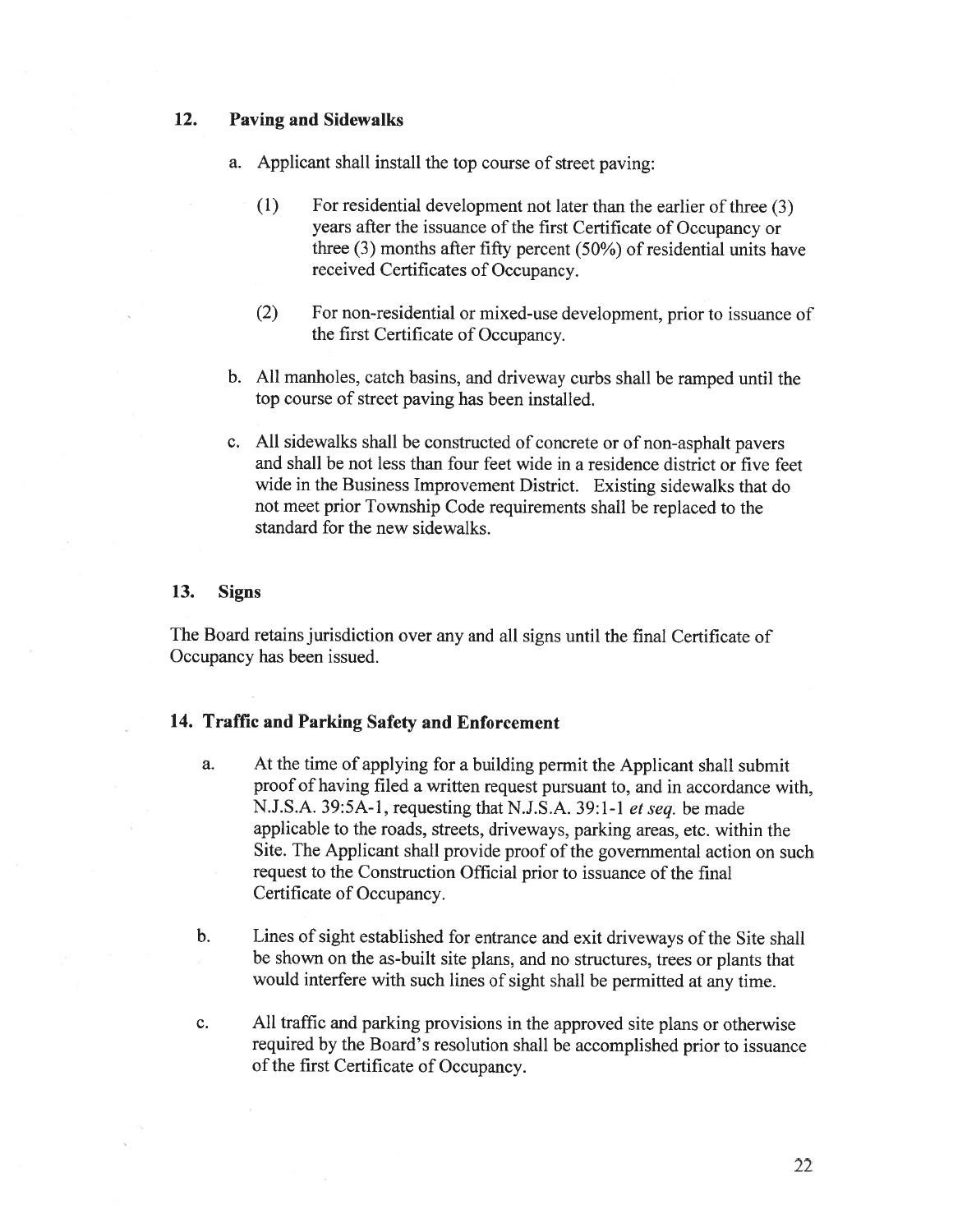## 12. Paving and Sidewalks

a. Applicant shall install the top course of street paving:

   (1) For residential development not later than the earlier of three (3) years after the issuance of the first Certificate of Occupancy or three (3) months after fifty percent (50%) of residential units have received Certificates of Occupancy.

   (2) For non-residential or mixed-use development, prior to issuance of the first Certificate of Occupancy.

b. All manholes, catch basins, and driveway curbs shall be ramped until the top course of street paving has been installed.

c. All sidewalks shall be constructed of concrete or of non-asphalt pavers and shall be not less than four feet wide in a residence district or five feet wide in the Business Improvement District. Existing sidewalks that do not meet prior Township Code requirements shall be replaced to the standard for the new sidewalks.

## 13. Signs

The Board retains jurisdiction over any and all signs until the final Certificate of Occupancy has been issued.

## 14. Traffic and Parking Safety and Enforcement

a. At the time of applying for a building permit the Applicant shall submit proof of having filed a written request pursuant to, and in accordance with, N.J.S.A. 39:5A-1, requesting that N.J.S.A. 39:1-1 *et seq.* be made applicable to the roads, streets, driveways, parking areas, etc. within the Site. The Applicant shall provide proof of the governmental action on such request to the Construction Official prior to issuance of the final Certificate of Occupancy.

b. Lines of sight established for entrance and exit driveways of the Site shall be shown on the as-built site plans, and no structures, trees or plants that would interfere with such lines of sight shall be permitted at any time.

c. All traffic and parking provisions in the approved site plans or otherwise required by the Board's resolution shall be accomplished prior to issuance of the first Certificate of Occupancy.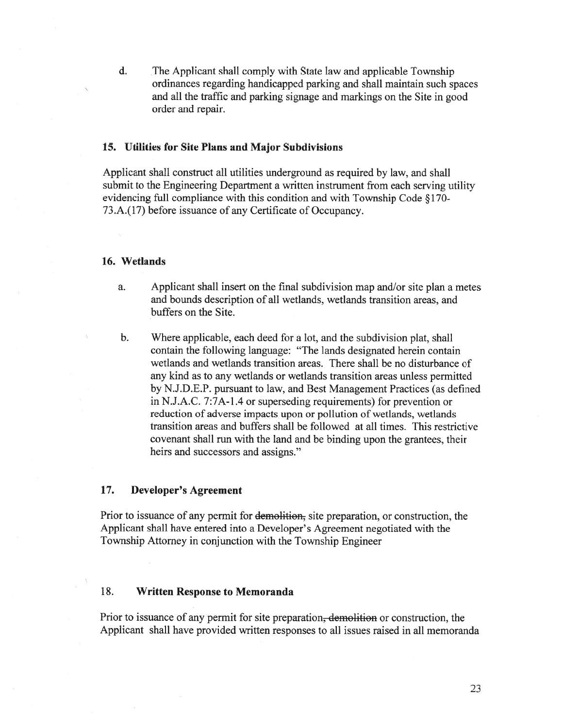d. The Applicant shall comply with State law and applicable Township ordinances regarding handicapped parking and shall maintain such spaces and all the traffic and parking signage and markings on the Site in good order and repair.

### 15. Utilities for Site Plans and Major Subdivisions

Applicant shall construct all utilities underground as required by law, and shall submit to the Engineering Department a written instrument from each serving utility evidencing full compliance with this condition and with Township Code §170-73.A.(17) before issuance of any Certificate of Occupancy.

### 16. Wetlands

a. Applicant shall insert on the final subdivision map and/or site plan a metes and bounds description of all wetlands, wetlands transition areas, and buffers on the Site.

b. Where applicable, each deed for a lot, and the subdivision plat, shall contain the following language: "The lands designated herein contain wetlands and wetlands transition areas. There shall be no disturbance of any kind as to any wetlands or wetlands transition areas unless permitted by N.J.D.E.P. pursuant to law, and Best Management Practices (as defined in N.J.A.C. 7:7A-1.4 or superseding requirements) for prevention or reduction of adverse impacts upon or pollution of wetlands, wetlands transition areas and buffers shall be followed at all times. This restrictive covenant shall run with the land and be binding upon the grantees, their heirs and successors and assigns."

### 17. Developer's Agreement

Prior to issuance of any permit for ~~demolition,~~ site preparation, or construction, the Applicant shall have entered into a Developer's Agreement negotiated with the Township Attorney in conjunction with the Township Engineer

### 18. Written Response to Memoranda

Prior to issuance of any permit for site preparation~~, demolition~~ or construction, the Applicant shall have provided written responses to all issues raised in all memoranda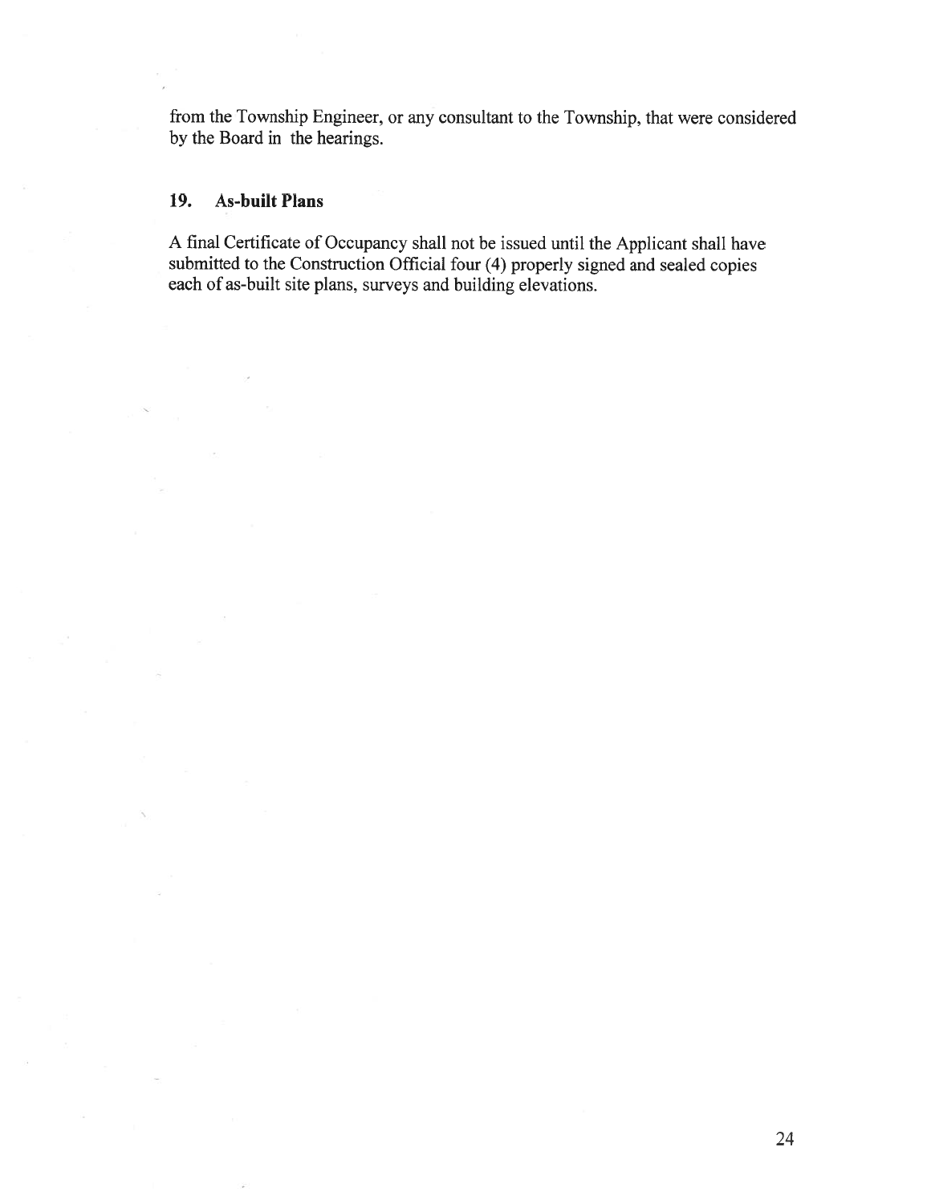from the Township Engineer, or any consultant to the Township, that were considered by the Board in the hearings.

### 19. As-built Plans

A final Certificate of Occupancy shall not be issued until the Applicant shall have submitted to the Construction Official four (4) properly signed and sealed copies each of as-built site plans, surveys and building elevations.